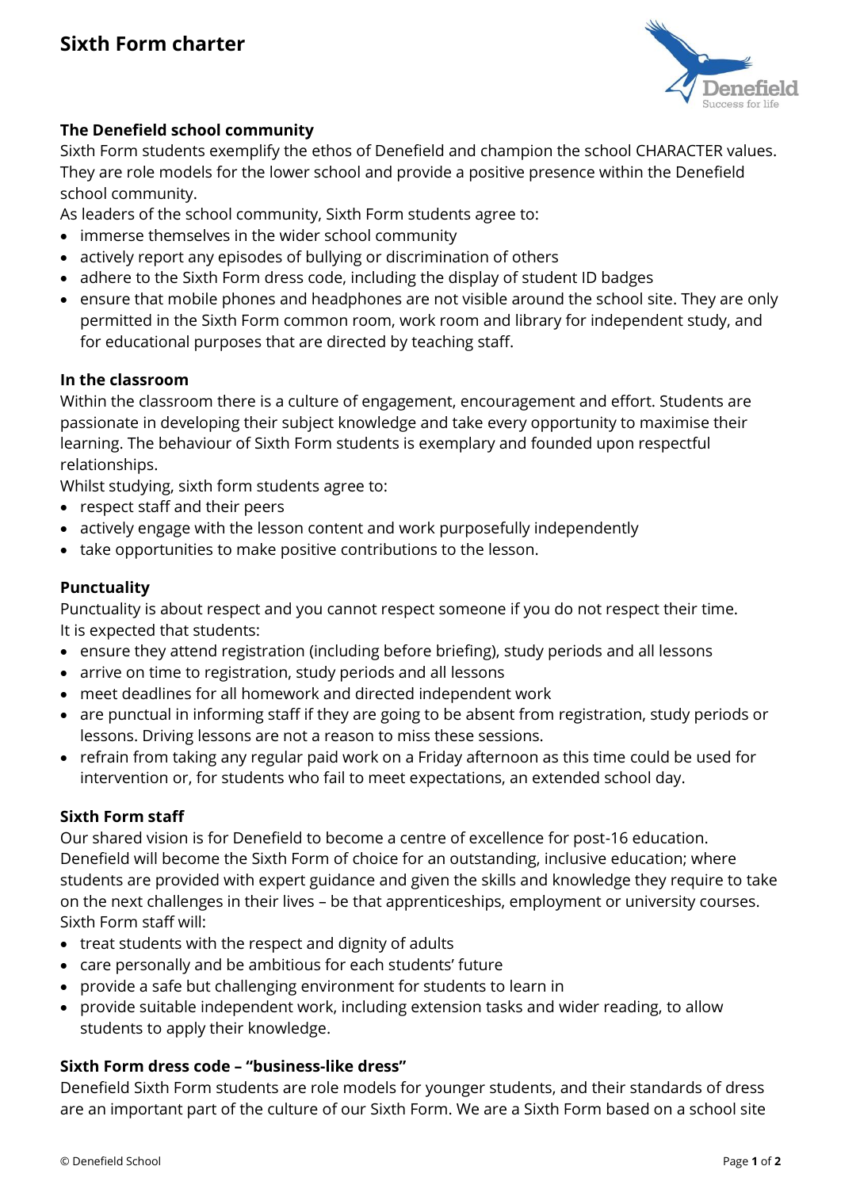# Sixth Form charter

### The Denefield school community

Sixth Form students exemplify the ethos of Denefield and champion the school CHARACTER values. They are role models for the lower school and provide a positive presence within the Denefield school community.

As leaders of the school community, Sixth Form students agree to:

- immerse themselves in the wider school community
- actively report any episodes of bullying or discrimination of others
- adhere to the Sixth Form dress code, including the display of student ID badges
- ensure that mobile phones and headphones are not visible around the school site. They are only permitted in the Sixth Form common room, work room and library for independent study, and for educational purposes that are directed by teaching staff.

### In the classroom

Within the classroom there is a culture of engagement, encouragement and effort. Students are passionate in developing their subject knowledge and take every opportunity to maximise their learning. The behaviour of Sixth Form students is exemplary and founded upon respectful relationships.

Whilst studying, sixth form students agree to:

- respect staff and their peers
- actively engage with the lesson content and work purposefully independently
- take opportunities to make positive contributions to the lesson.

### Punctuality

Punctuality is about respect and you cannot respect someone if you do not respect their time.

It is expected that students:

- ensure they attend registration (including before briefing), study periods and all lessons
- arrive on time to registration, study periods and all lessons
- meet deadlines for all homework and directed independent work
- are punctual in informing staff if they are going to be absent from registration, study periods or lessons. Driving lessons are not a reason to miss these sessions.
- refrain from taking any regular paid work on a Friday afternoon as this time could be used for intervention or, for students who fail to meet expectations, an extended school day.

### Sixth Form staff

Our shared vision is for Denefield to become a centre of excellence for post-16 education. Denefield will become the Sixth Form of choice for an outstanding, inclusive education; where students are provided with expert guidance and given the skills and knowledge they require to take on the next challenges in their lives – be that apprenticeships, employment or university courses.

Sixth Form staff will:

- treat students with the respect and dignity of adults
- care personally and be ambitious for each students' future
- provide a safe but challenging environment for students to learn in
- provide suitable independent work, including extension tasks and wider reading, to allow students to apply their knowledge.

### Sixth Form dress code – "business-like dress"

Denefield Sixth Form students are role models for younger students, and their standards of dress are an important part of the culture of our Sixth Form. We are a Sixth Form based on a school site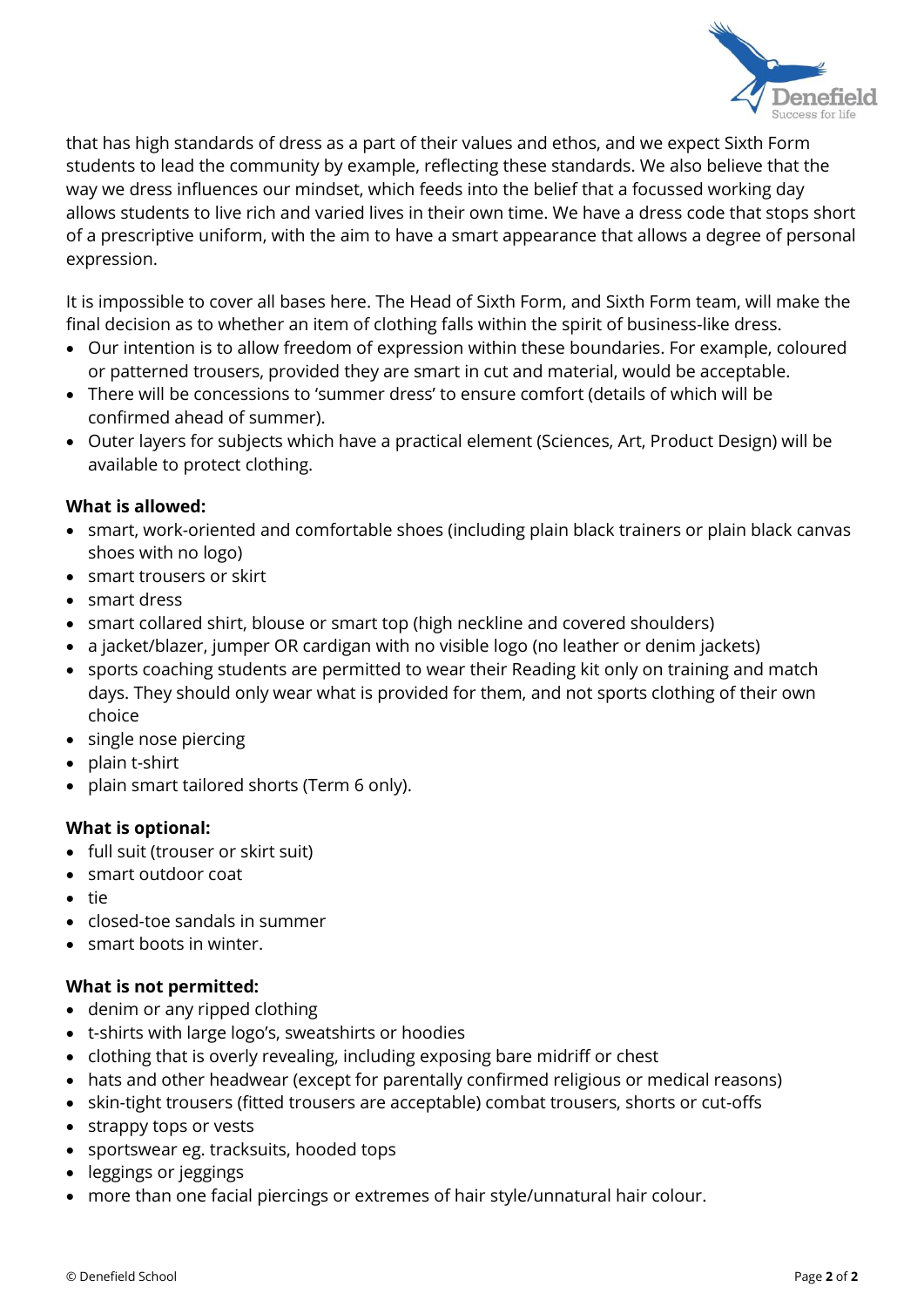that has high standards of dress as a part of their values and ethos, and we expect Sixth Form students to lead the community by example, reflecting these standards. We also believe that the way we dress influences our mindset, which feeds into the belief that a focussed working day allows students to live rich and varied lives in their own time. We have a dress code that stops short of a prescriptive uniform, with the aim to have a smart appearance that allows a degree of personal expression.

It is impossible to cover all bases here. The Head of Sixth Form, and Sixth Form team, will make the final decision as to whether an item of clothing falls within the spirit of business-like dress.

- Our intention is to allow freedom of expression within these boundaries. For example, coloured or patterned trousers, provided they are smart in cut and material, would be acceptable.
- There will be concessions to 'summer dress' to ensure comfort (details of which will be confirmed ahead of summer).
- Outer layers for subjects which have a practical element (Sciences, Art, Product Design) will be available to protect clothing.

**What is allowed:**

- smart, work-oriented and comfortable shoes (including plain black trainers or plain black canvas shoes with no logo)
- smart trousers or skirt
- smart dress
- smart collared shirt, blouse or smart top (high neckline and covered shoulders)
- a jacket/blazer, jumper OR cardigan with no visible logo (no leather or denim jackets)
- sports coaching students are permitted to wear their Reading kit only on training and match days. They should only wear what is provided for them, and not sports clothing of their own choice
- single nose piercing
- plain t-shirt
- plain smart tailored shorts (Term 6 only).

**What is optional:**

- full suit (trouser or skirt suit)
- smart outdoor coat
- tie
- closed-toe sandals in summer
- smart boots in winter.

**What is not permitted:**

- denim or any ripped clothing
- t-shirts with large logo's, sweatshirts or hoodies
- clothing that is overly revealing, including exposing bare midriff or chest
- hats and other headwear (except for parentally confirmed religious or medical reasons)
- skin-tight trousers (fitted trousers are acceptable) combat trousers, shorts or cut-offs
- strappy tops or vests
- sportswear eg. tracksuits, hooded tops
- leggings or jeggings
- more than one facial piercings or extremes of hair style/unnatural hair colour.